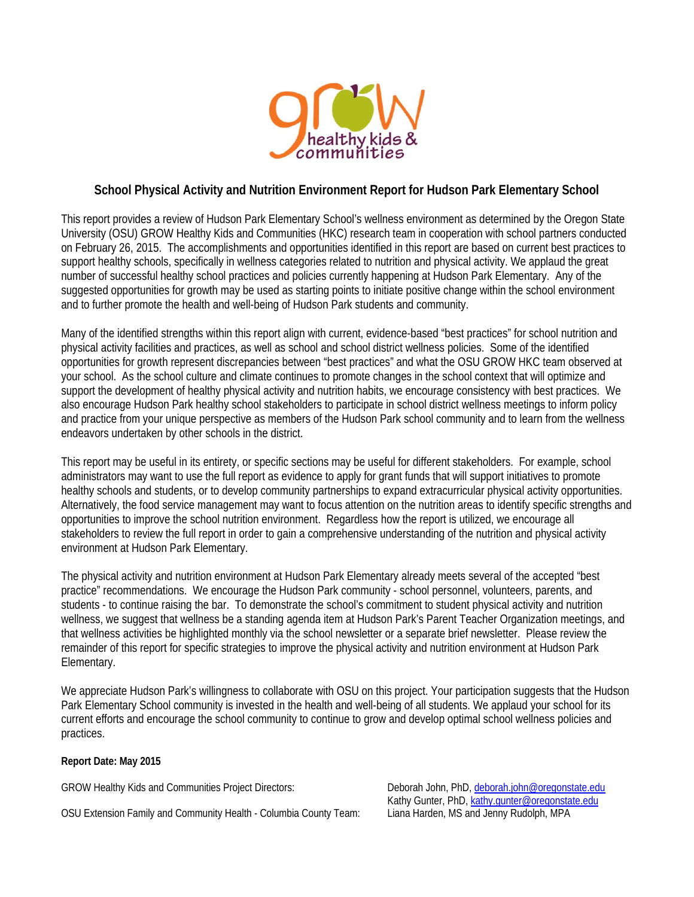# School Physical Activity and Nutrition Environment Report for Hudson Park Elementary School

This report provides a review of Hudson Park Elementary School's wellness environment as determined by the Oregon State University (OSU) GROW Healthy Kids and Communities (HKC) research team in cooperation with school partners conducted on February 26, 2015. The accomplishments and opportunities identified in this report are based on current best practices to support healthy schools, specifically in wellness categories related to nutrition and physical activity. We applaud the great number of successful healthy school practices and policies currently happening at Hudson Park Elementary. Any of the suggested opportunities for growth may be used as starting points to initiate positive change within the school environment and to further promote the health and well-being of Hudson Park students and community.

Many of the identified strengths within this report align with current, evidence-based "best practices" for school nutrition and physical activity facilities and practices, as well as school and school district wellness policies. Some of the identified opportunities for growth represent discrepancies between "best practices" and what the OSU GROW HKC team observed at your school. As the school culture and climate continues to promote changes in the school context that will optimize and support the development of healthy physical activity and nutrition habits, we encourage consistency with best practices. We also encourage Hudson Park healthy school stakeholders to participate in school district wellness meetings to inform policy and practice from your unique perspective as members of the Hudson Park school community and to learn from the wellness endeavors undertaken by other schools in the district.

This report may be useful in its entirety, or specific sections may be useful for different stakeholders. For example, school administrators may want to use the full report as evidence to apply for grant funds that will support initiatives to promote healthy schools and students, or to develop community partnerships to expand extracurricular physical activity opportunities. Alternatively, the food service management may want to focus attention on the nutrition areas to identify specific strengths and opportunities to improve the school nutrition environment. Regardless how the report is utilized, we encourage all stakeholders to review the full report in order to gain a comprehensive understanding of the nutrition and physical activity environment at Hudson Park Elementary.

The physical activity and nutrition environment at Hudson Park Elementary already meets several of the accepted "best practice" recommendations. We encourage the Hudson Park community - school personnel, volunteers, parents, and students - to continue raising the bar. To demonstrate the school's commitment to student physical activity and nutrition wellness, we suggest that wellness be a standing agenda item at Hudson Park's Parent Teacher Organization meetings, and that wellness activities be highlighted monthly via the school newsletter or a separate brief newsletter. Please review the remainder of this report for specific strategies to improve the physical activity and nutrition environment at Hudson Park Elementary.

We appreciate Hudson Park's willingness to collaborate with OSU on this project. Your participation suggests that the Hudson Park Elementary School community is invested in the health and well-being of all students. We applaud your school for its current efforts and encourage the school community to continue to grow and develop optimal school wellness policies and practices.

**Report Date: May 2015**

GROW Healthy Kids and Communities Project Directors: Deborah John, PhD, deborah.john@oregonstate.edu; Kathy Gunter, PhD, kathy.gunter@oregonstate.edu

OSU Extension Family and Community Health - Columbia County Team: Liana Harden, MS and Jenny Rudolph, MPA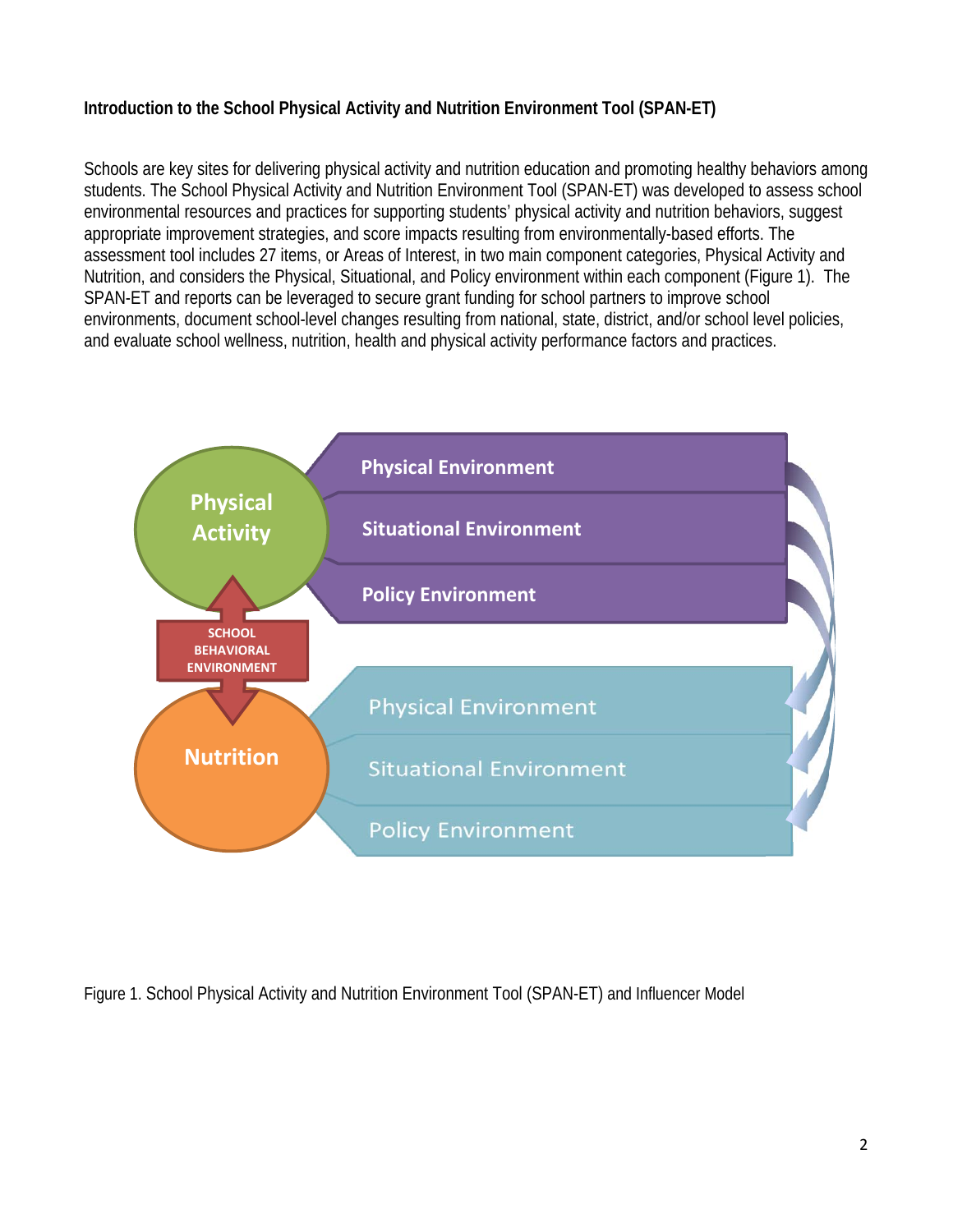**Introduction to the School Physical Activity and Nutrition Environment Tool (SPAN-ET)**

Schools are key sites for delivering physical activity and nutrition education and promoting healthy behaviors among students. The School Physical Activity and Nutrition Environment Tool (SPAN-ET) was developed to assess school environmental resources and practices for supporting students' physical activity and nutrition behaviors, suggest appropriate improvement strategies, and score impacts resulting from environmentally-based efforts. The assessment tool includes 27 items, or Areas of Interest, in two main component categories, Physical Activity and Nutrition, and considers the Physical, Situational, and Policy environment within each component (Figure 1). The SPAN-ET and reports can be leveraged to secure grant funding for school partners to improve school environments, document school-level changes resulting from national, state, district, and/or school level policies, and evaluate school wellness, nutrition, health and physical activity performance factors and practices.

Figure 1. School Physical Activity and Nutrition Environment Tool (SPAN-ET) and Influencer Model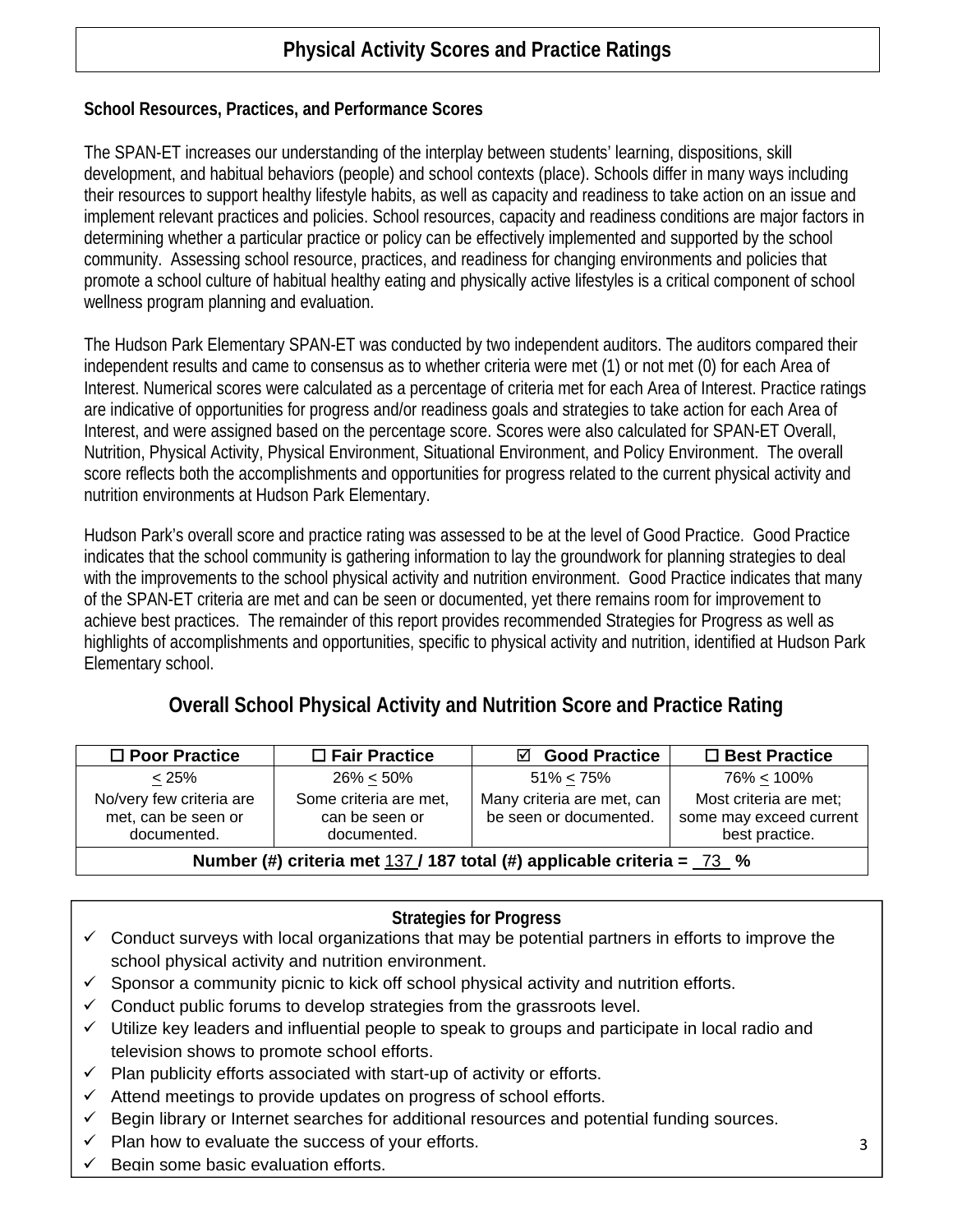# Physical Activity Scores and Practice Ratings

**School Resources, Practices, and Performance Scores**

The SPAN-ET increases our understanding of the interplay between students' learning, dispositions, skill development, and habitual behaviors (people) and school contexts (place). Schools differ in many ways including their resources to support healthy lifestyle habits, as well as capacity and readiness to take action on an issue and implement relevant practices and policies. School resources, capacity and readiness conditions are major factors in determining whether a particular practice or policy can be effectively implemented and supported by the school community. Assessing school resource, practices, and readiness for changing environments and policies that promote a school culture of habitual healthy eating and physically active lifestyles is a critical component of school wellness program planning and evaluation.

The Hudson Park Elementary SPAN-ET was conducted by two independent auditors. The auditors compared their independent results and came to consensus as to whether criteria were met (1) or not met (0) for each Area of Interest. Numerical scores were calculated as a percentage of criteria met for each Area of Interest. Practice ratings are indicative of opportunities for progress and/or readiness goals and strategies to take action for each Area of Interest, and were assigned based on the percentage score. Scores were also calculated for SPAN-ET Overall, Nutrition, Physical Activity, Physical Environment, Situational Environment, and Policy Environment. The overall score reflects both the accomplishments and opportunities for progress related to the current physical activity and nutrition environments at Hudson Park Elementary.

Hudson Park's overall score and practice rating was assessed to be at the level of Good Practice. Good Practice indicates that the school community is gathering information to lay the groundwork for planning strategies to deal with the improvements to the school physical activity and nutrition environment. Good Practice indicates that many of the SPAN-ET criteria are met and can be seen or documented, yet there remains room for improvement to achieve best practices. The remainder of this report provides recommended Strategies for Progress as well as highlights of accomplishments and opportunities, specific to physical activity and nutrition, identified at Hudson Park Elementary school.

## Overall School Physical Activity and Nutrition Score and Practice Rating

| ☐ Poor Practice | ☐ Fair Practice | ☑ Good Practice | ☐ Best Practice |
|---|---|---|---|
| ≤ 25% | 26% ≤ 50% | 51% ≤ 75% | 76% ≤ 100% |
| No/very few criteria are met, can be seen or documented. | Some criteria are met, can be seen or documented. | Many criteria are met, can be seen or documented. | Most criteria are met; some may exceed current best practice. |
| **Number (#) criteria met 137 / 187 total (#) applicable criteria = 73 %** | | | |

**Strategies for Progress**

- ✓ Conduct surveys with local organizations that may be potential partners in efforts to improve the school physical activity and nutrition environment.
- ✓ Sponsor a community picnic to kick off school physical activity and nutrition efforts.
- ✓ Conduct public forums to develop strategies from the grassroots level.
- ✓ Utilize key leaders and influential people to speak to groups and participate in local radio and television shows to promote school efforts.
- ✓ Plan publicity efforts associated with start-up of activity or efforts.
- ✓ Attend meetings to provide updates on progress of school efforts.
- ✓ Begin library or Internet searches for additional resources and potential funding sources.
- ✓ Plan how to evaluate the success of your efforts.
- ✓ Begin some basic evaluation efforts.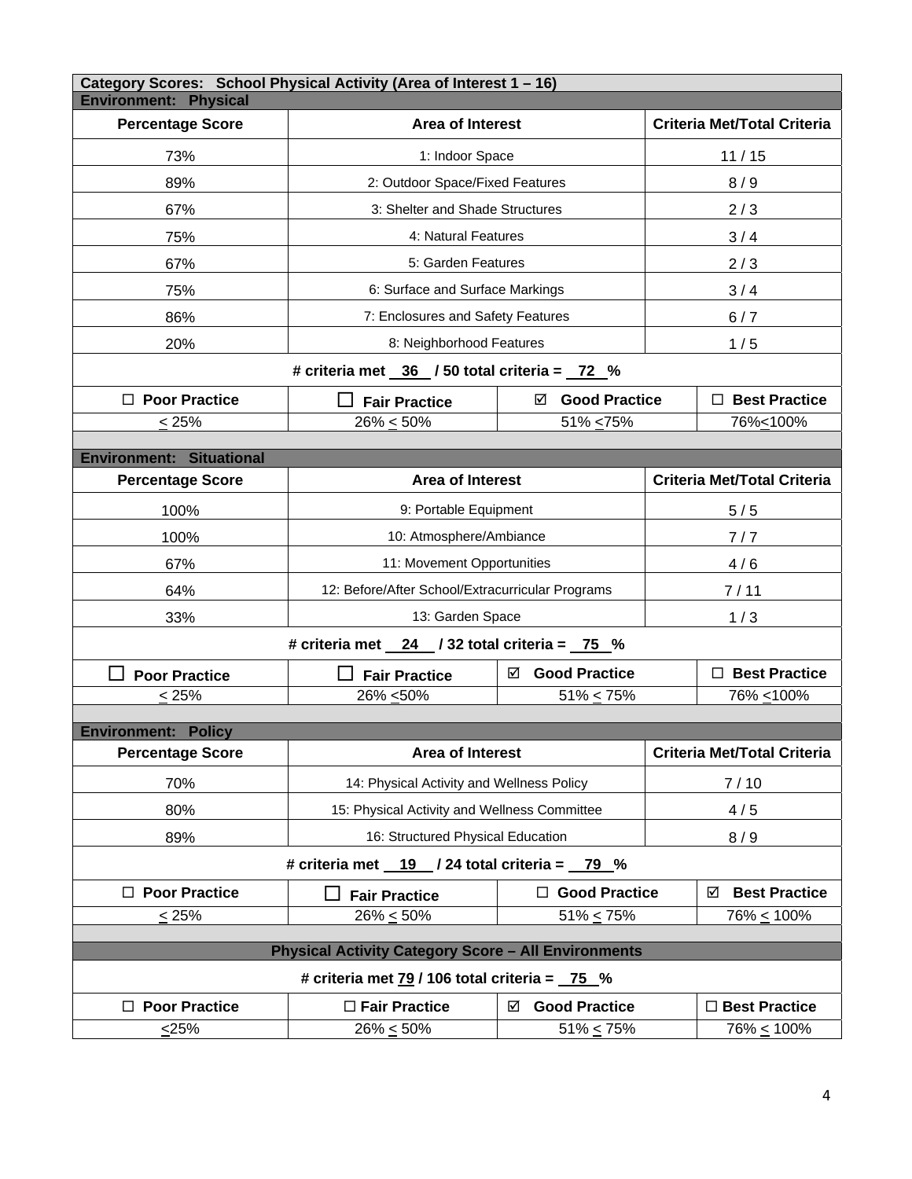**Category Scores: School Physical Activity (Area of Interest 1 – 16)**

**Environment: Physical**

| Percentage Score | Area of Interest | Criteria Met/Total Criteria |
|---|---|---|
| 73% | 1: Indoor Space | 11 / 15 |
| 89% | 2: Outdoor Space/Fixed Features | 8 / 9 |
| 67% | 3: Shelter and Shade Structures | 2 / 3 |
| 75% | 4: Natural Features | 3 / 4 |
| 67% | 5: Garden Features | 2 / 3 |
| 75% | 6: Surface and Surface Markings | 3 / 4 |
| 86% | 7: Enclosures and Safety Features | 6 / 7 |
| 20% | 8: Neighborhood Features | 1 / 5 |

**# criteria met 36 / 50 total criteria = 72 %**

| ☐ Poor Practice | ☐ Fair Practice | ☑ Good Practice | ☐ Best Practice |
|---|---|---|---|
| ≤ 25% | 26% ≤ 50% | 51% ≤75% | 76%≤100% |

**Environment: Situational**

| Percentage Score | Area of Interest | Criteria Met/Total Criteria |
|---|---|---|
| 100% | 9: Portable Equipment | 5 / 5 |
| 100% | 10: Atmosphere/Ambiance | 7 / 7 |
| 67% | 11: Movement Opportunities | 4 / 6 |
| 64% | 12: Before/After School/Extracurricular Programs | 7 / 11 |
| 33% | 13: Garden Space | 1 / 3 |

**# criteria met 24 / 32 total criteria = 75 %**

| ☐ Poor Practice | ☐ Fair Practice | ☑ Good Practice | ☐ Best Practice |
|---|---|---|---|
| ≤ 25% | 26% ≤50% | 51% ≤ 75% | 76% ≤100% |

**Environment: Policy**

| Percentage Score | Area of Interest | Criteria Met/Total Criteria |
|---|---|---|
| 70% | 14: Physical Activity and Wellness Policy | 7 / 10 |
| 80% | 15: Physical Activity and Wellness Committee | 4 / 5 |
| 89% | 16: Structured Physical Education | 8 / 9 |

**# criteria met 19 / 24 total criteria = 79 %**

| ☐ Poor Practice | ☐ Fair Practice | ☐ Good Practice | ☑ Best Practice |
|---|---|---|---|
| ≤ 25% | 26% ≤ 50% | 51% ≤ 75% | 76% ≤ 100% |

**Physical Activity Category Score – All Environments**

**# criteria met 79 / 106 total criteria = 75 %**

| ☐ Poor Practice | ☐ Fair Practice | ☑ Good Practice | ☐ Best Practice |
|---|---|---|---|
| ≤25% | 26% ≤ 50% | 51% ≤ 75% | 76% ≤ 100% |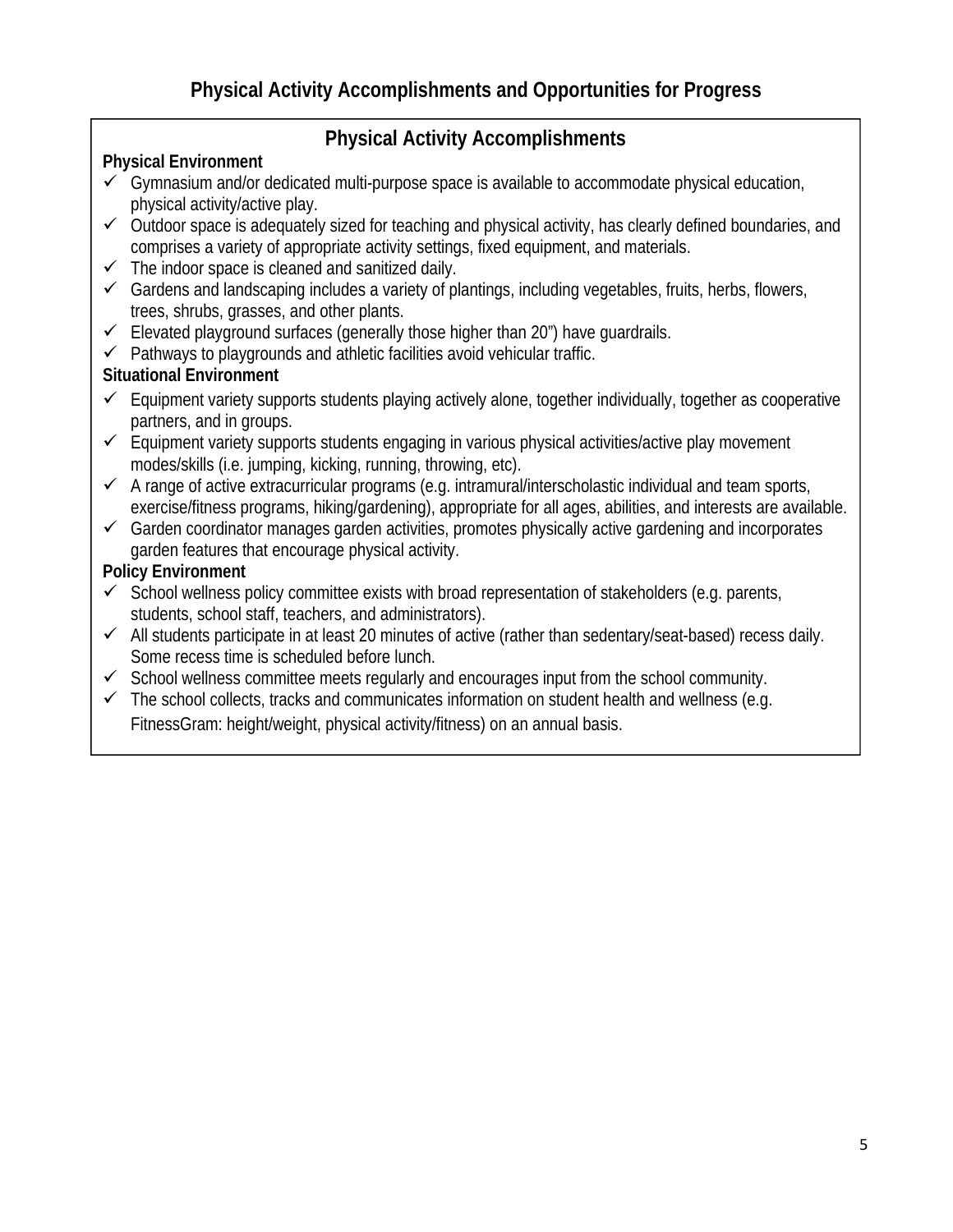# Physical Activity Accomplishments and Opportunities for Progress

## Physical Activity Accomplishments

**Physical Environment**

- ✓ Gymnasium and/or dedicated multi-purpose space is available to accommodate physical education, physical activity/active play.
- ✓ Outdoor space is adequately sized for teaching and physical activity, has clearly defined boundaries, and comprises a variety of appropriate activity settings, fixed equipment, and materials.
- ✓ The indoor space is cleaned and sanitized daily.
- ✓ Gardens and landscaping includes a variety of plantings, including vegetables, fruits, herbs, flowers, trees, shrubs, grasses, and other plants.
- ✓ Elevated playground surfaces (generally those higher than 20") have guardrails.
- ✓ Pathways to playgrounds and athletic facilities avoid vehicular traffic.

**Situational Environment**

- ✓ Equipment variety supports students playing actively alone, together individually, together as cooperative partners, and in groups.
- ✓ Equipment variety supports students engaging in various physical activities/active play movement modes/skills (i.e. jumping, kicking, running, throwing, etc).
- ✓ A range of active extracurricular programs (e.g. intramural/interscholastic individual and team sports, exercise/fitness programs, hiking/gardening), appropriate for all ages, abilities, and interests are available.
- ✓ Garden coordinator manages garden activities, promotes physically active gardening and incorporates garden features that encourage physical activity.

**Policy Environment**

- ✓ School wellness policy committee exists with broad representation of stakeholders (e.g. parents, students, school staff, teachers, and administrators).
- ✓ All students participate in at least 20 minutes of active (rather than sedentary/seat-based) recess daily. Some recess time is scheduled before lunch.
- ✓ School wellness committee meets regularly and encourages input from the school community.
- ✓ The school collects, tracks and communicates information on student health and wellness (e.g. FitnessGram: height/weight, physical activity/fitness) on an annual basis.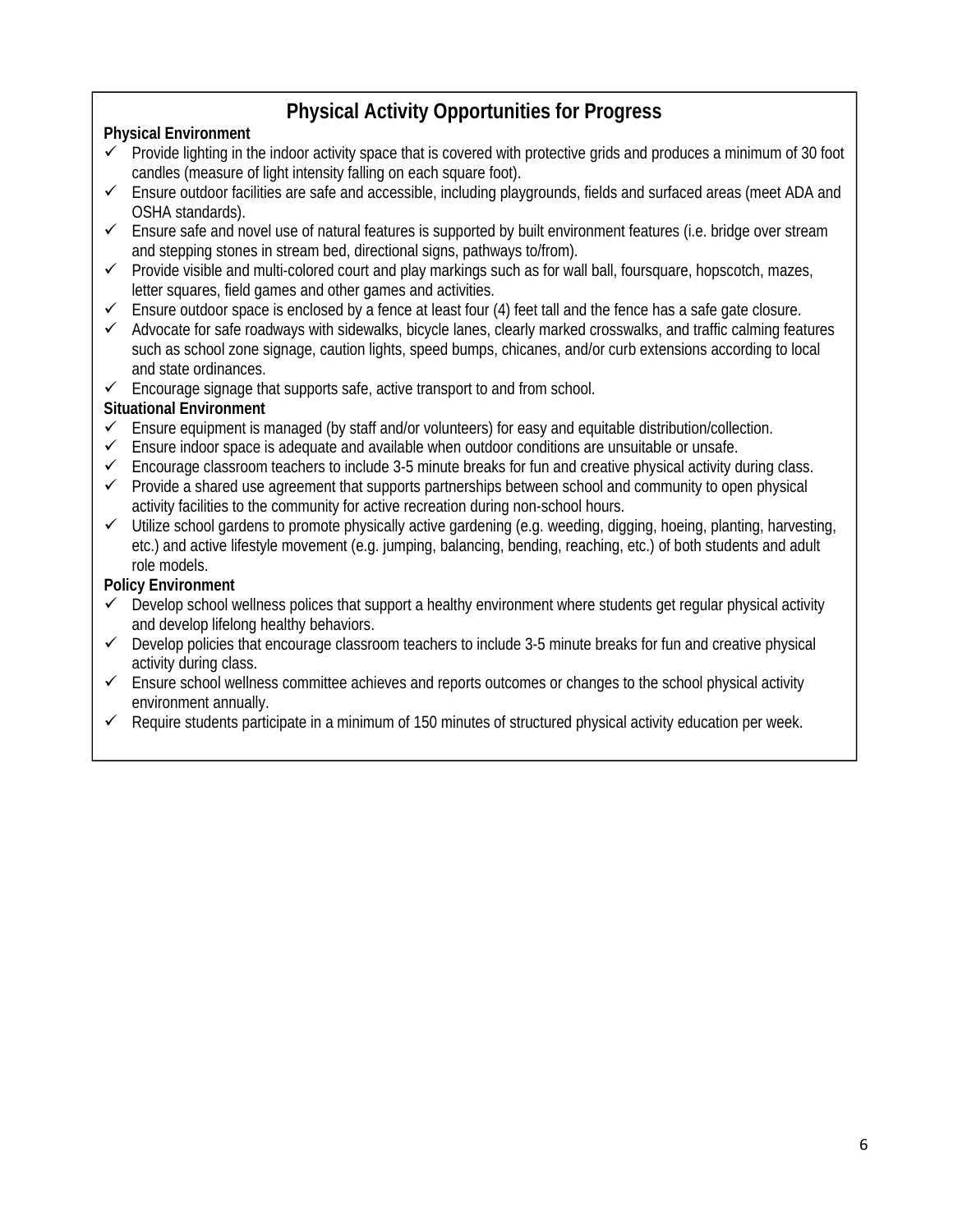## Physical Activity Opportunities for Progress

**Physical Environment**

- ✓ Provide lighting in the indoor activity space that is covered with protective grids and produces a minimum of 30 foot candles (measure of light intensity falling on each square foot).
- ✓ Ensure outdoor facilities are safe and accessible, including playgrounds, fields and surfaced areas (meet ADA and OSHA standards).
- ✓ Ensure safe and novel use of natural features is supported by built environment features (i.e. bridge over stream and stepping stones in stream bed, directional signs, pathways to/from).
- ✓ Provide visible and multi-colored court and play markings such as for wall ball, foursquare, hopscotch, mazes, letter squares, field games and other games and activities.
- ✓ Ensure outdoor space is enclosed by a fence at least four (4) feet tall and the fence has a safe gate closure.
- ✓ Advocate for safe roadways with sidewalks, bicycle lanes, clearly marked crosswalks, and traffic calming features such as school zone signage, caution lights, speed bumps, chicanes, and/or curb extensions according to local and state ordinances.
- ✓ Encourage signage that supports safe, active transport to and from school.

**Situational Environment**

- ✓ Ensure equipment is managed (by staff and/or volunteers) for easy and equitable distribution/collection.
- ✓ Ensure indoor space is adequate and available when outdoor conditions are unsuitable or unsafe.
- ✓ Encourage classroom teachers to include 3-5 minute breaks for fun and creative physical activity during class.
- ✓ Provide a shared use agreement that supports partnerships between school and community to open physical activity facilities to the community for active recreation during non-school hours.
- ✓ Utilize school gardens to promote physically active gardening (e.g. weeding, digging, hoeing, planting, harvesting, etc.) and active lifestyle movement (e.g. jumping, balancing, bending, reaching, etc.) of both students and adult role models.

**Policy Environment**

- ✓ Develop school wellness polices that support a healthy environment where students get regular physical activity and develop lifelong healthy behaviors.
- ✓ Develop policies that encourage classroom teachers to include 3-5 minute breaks for fun and creative physical activity during class.
- ✓ Ensure school wellness committee achieves and reports outcomes or changes to the school physical activity environment annually.
- ✓ Require students participate in a minimum of 150 minutes of structured physical activity education per week.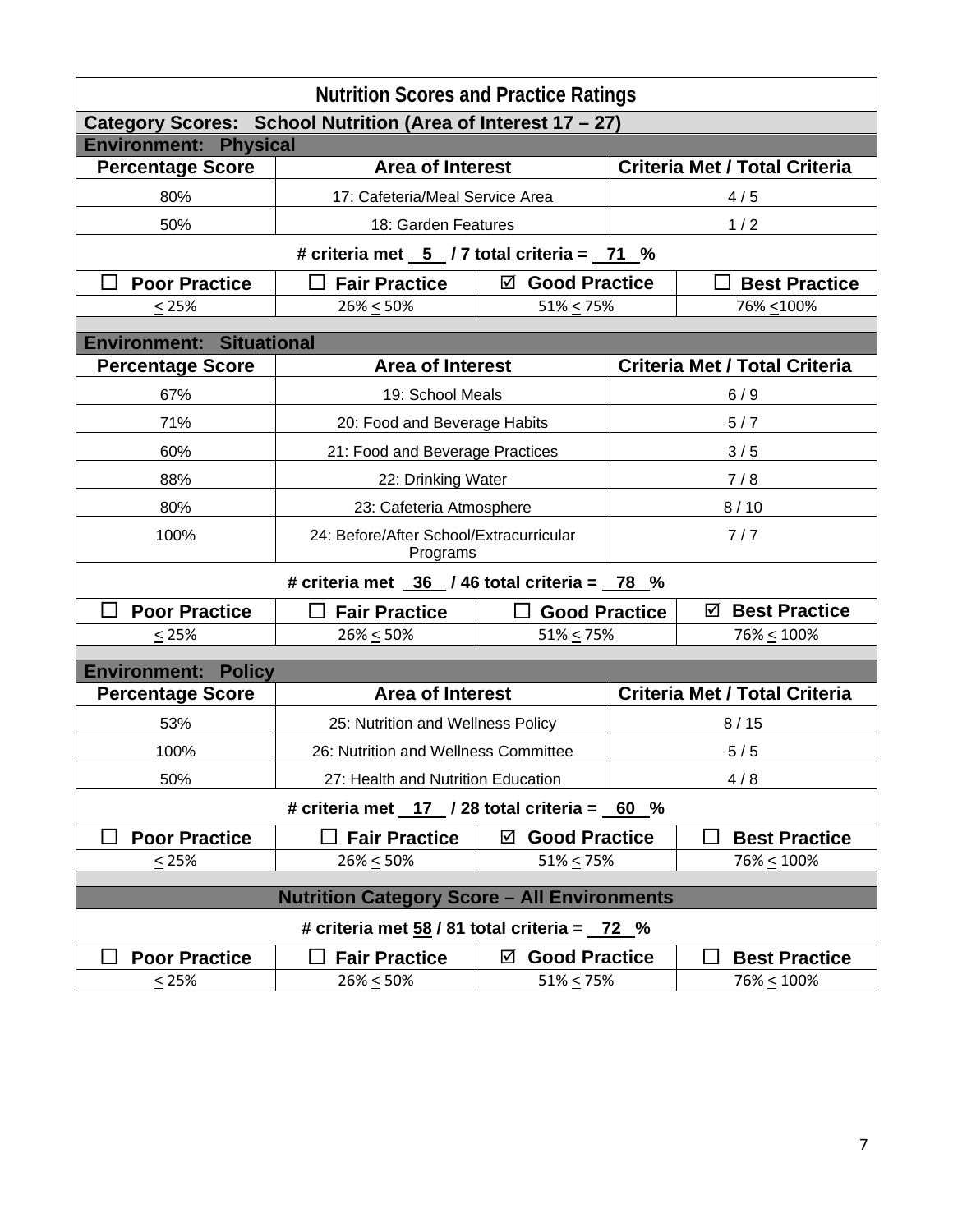# Nutrition Scores and Practice Ratings

## Category Scores: School Nutrition (Area of Interest 17 – 27)

### Environment: Physical

| Percentage Score | Area of Interest | Criteria Met / Total Criteria |
|---|---|---|
| 80% | 17: Cafeteria/Meal Service Area | 4 / 5 |
| 50% | 18: Garden Features | 1 / 2 |

**# criteria met 5 / 7 total criteria = 71 %**

| ☐ Poor Practice | ☐ Fair Practice | ☑ Good Practice | ☐ Best Practice |
|---|---|---|---|
| ≤ 25% | 26% ≤ 50% | 51% ≤ 75% | 76% ≤100% |

### Environment: Situational

| Percentage Score | Area of Interest | Criteria Met / Total Criteria |
|---|---|---|
| 67% | 19: School Meals | 6 / 9 |
| 71% | 20: Food and Beverage Habits | 5 / 7 |
| 60% | 21: Food and Beverage Practices | 3 / 5 |
| 88% | 22: Drinking Water | 7 / 8 |
| 80% | 23: Cafeteria Atmosphere | 8 / 10 |
| 100% | 24: Before/After School/Extracurricular Programs | 7 / 7 |

**# criteria met 36 / 46 total criteria = 78 %**

| ☐ Poor Practice | ☐ Fair Practice | ☐ Good Practice | ☑ Best Practice |
|---|---|---|---|
| ≤ 25% | 26% ≤ 50% | 51% ≤ 75% | 76% ≤ 100% |

### Environment: Policy

| Percentage Score | Area of Interest | Criteria Met / Total Criteria |
|---|---|---|
| 53% | 25: Nutrition and Wellness Policy | 8 / 15 |
| 100% | 26: Nutrition and Wellness Committee | 5 / 5 |
| 50% | 27: Health and Nutrition Education | 4 / 8 |

**# criteria met 17 / 28 total criteria = 60 %**

| ☐ Poor Practice | ☐ Fair Practice | ☑ Good Practice | ☐ Best Practice |
|---|---|---|---|
| ≤ 25% | 26% ≤ 50% | 51% ≤ 75% | 76% ≤ 100% |

### Nutrition Category Score – All Environments

**# criteria met 58 / 81 total criteria = 72 %**

| ☐ Poor Practice | ☐ Fair Practice | ☑ Good Practice | ☐ Best Practice |
|---|---|---|---|
| ≤ 25% | 26% ≤ 50% | 51% ≤ 75% | 76% ≤ 100% |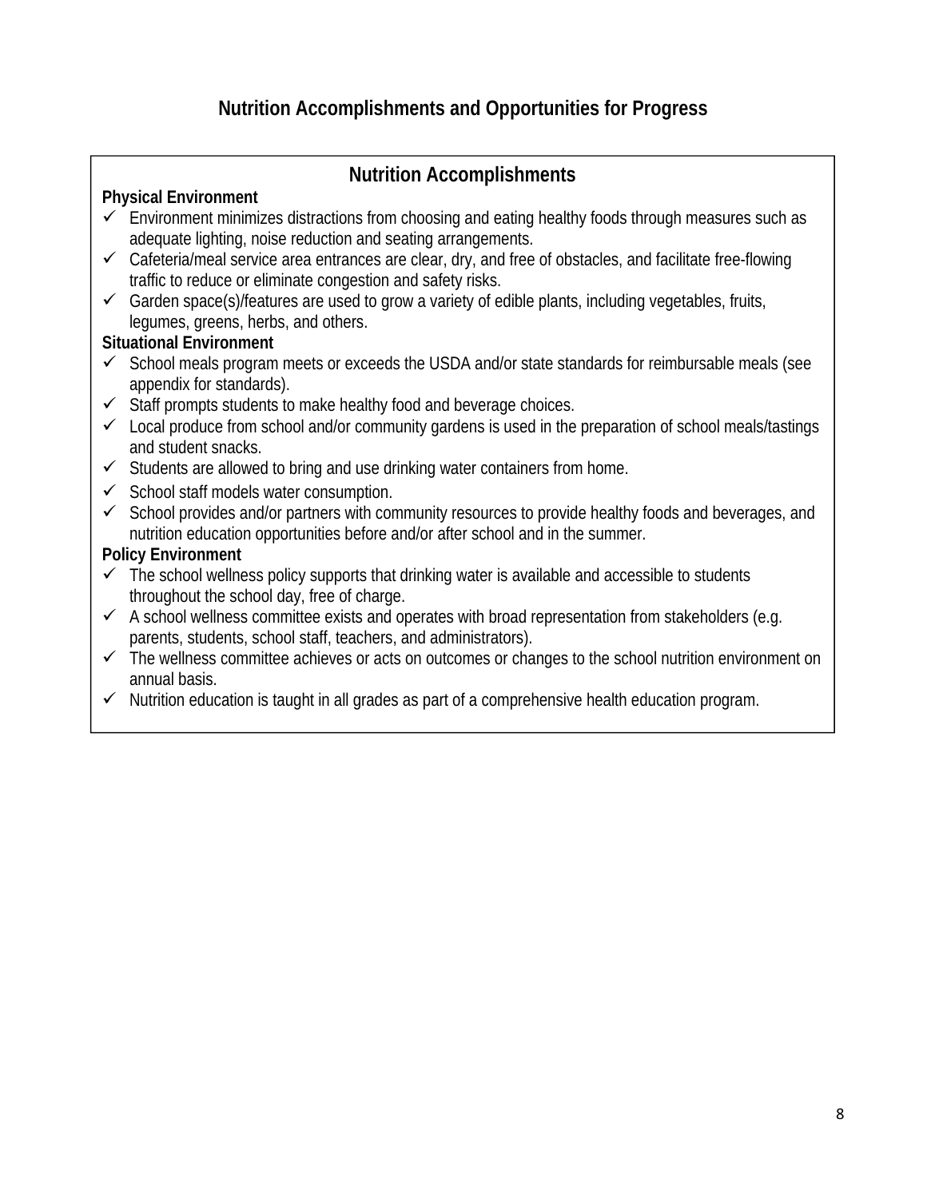# Nutrition Accomplishments and Opportunities for Progress

## Nutrition Accomplishments

**Physical Environment**

- ✓ Environment minimizes distractions from choosing and eating healthy foods through measures such as adequate lighting, noise reduction and seating arrangements.
- ✓ Cafeteria/meal service area entrances are clear, dry, and free of obstacles, and facilitate free-flowing traffic to reduce or eliminate congestion and safety risks.
- ✓ Garden space(s)/features are used to grow a variety of edible plants, including vegetables, fruits, legumes, greens, herbs, and others.

**Situational Environment**

- ✓ School meals program meets or exceeds the USDA and/or state standards for reimbursable meals (see appendix for standards).
- ✓ Staff prompts students to make healthy food and beverage choices.
- ✓ Local produce from school and/or community gardens is used in the preparation of school meals/tastings and student snacks.
- ✓ Students are allowed to bring and use drinking water containers from home.
- ✓ School staff models water consumption.
- ✓ School provides and/or partners with community resources to provide healthy foods and beverages, and nutrition education opportunities before and/or after school and in the summer.

**Policy Environment**

- ✓ The school wellness policy supports that drinking water is available and accessible to students throughout the school day, free of charge.
- ✓ A school wellness committee exists and operates with broad representation from stakeholders (e.g. parents, students, school staff, teachers, and administrators).
- ✓ The wellness committee achieves or acts on outcomes or changes to the school nutrition environment on annual basis.
- ✓ Nutrition education is taught in all grades as part of a comprehensive health education program.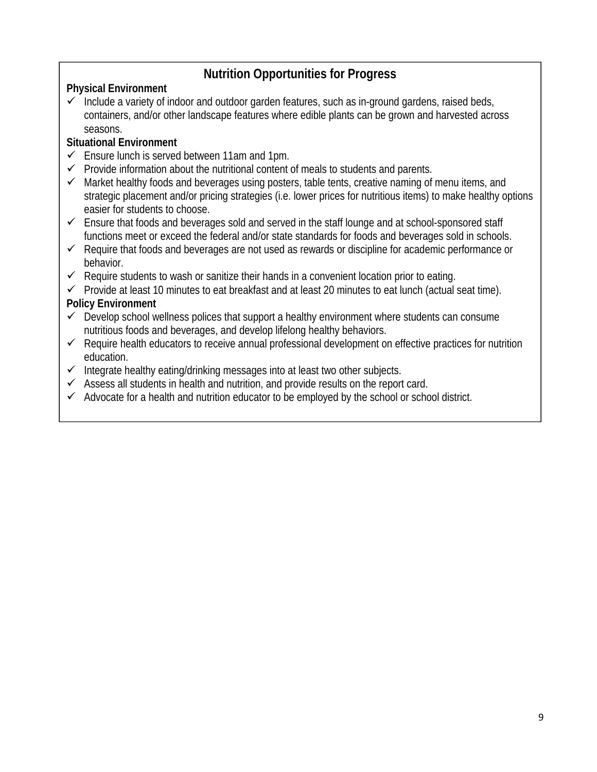## Nutrition Opportunities for Progress

**Physical Environment**

- ✓ Include a variety of indoor and outdoor garden features, such as in-ground gardens, raised beds, containers, and/or other landscape features where edible plants can be grown and harvested across seasons.

**Situational Environment**

- ✓ Ensure lunch is served between 11am and 1pm.
- ✓ Provide information about the nutritional content of meals to students and parents.
- ✓ Market healthy foods and beverages using posters, table tents, creative naming of menu items, and strategic placement and/or pricing strategies (i.e. lower prices for nutritious items) to make healthy options easier for students to choose.
- ✓ Ensure that foods and beverages sold and served in the staff lounge and at school-sponsored staff functions meet or exceed the federal and/or state standards for foods and beverages sold in schools.
- ✓ Require that foods and beverages are not used as rewards or discipline for academic performance or behavior.
- ✓ Require students to wash or sanitize their hands in a convenient location prior to eating.
- ✓ Provide at least 10 minutes to eat breakfast and at least 20 minutes to eat lunch (actual seat time).

**Policy Environment**

- ✓ Develop school wellness polices that support a healthy environment where students can consume nutritious foods and beverages, and develop lifelong healthy behaviors.
- ✓ Require health educators to receive annual professional development on effective practices for nutrition education.
- ✓ Integrate healthy eating/drinking messages into at least two other subjects.
- ✓ Assess all students in health and nutrition, and provide results on the report card.
- ✓ Advocate for a health and nutrition educator to be employed by the school or school district.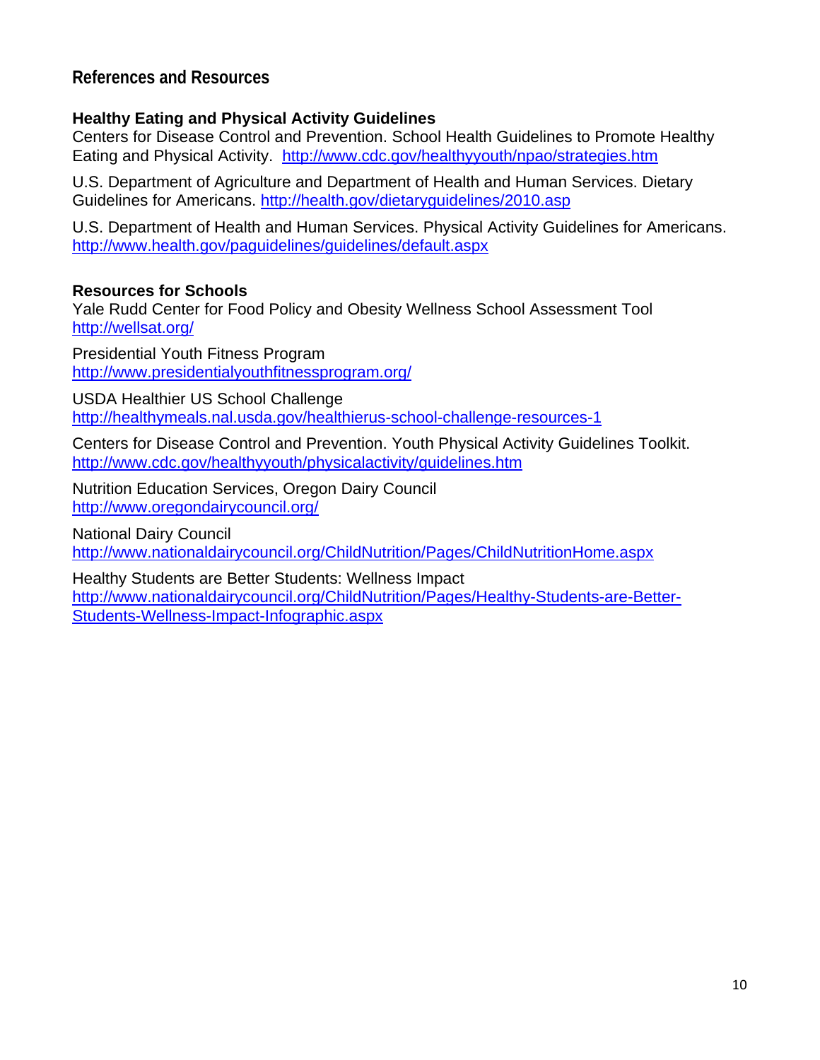## References and Resources

### Healthy Eating and Physical Activity Guidelines

Centers for Disease Control and Prevention. School Health Guidelines to Promote Healthy Eating and Physical Activity. http://www.cdc.gov/healthyyouth/npao/strategies.htm

U.S. Department of Agriculture and Department of Health and Human Services. Dietary Guidelines for Americans. http://health.gov/dietaryguidelines/2010.asp

U.S. Department of Health and Human Services. Physical Activity Guidelines for Americans. http://www.health.gov/paguidelines/guidelines/default.aspx

### Resources for Schools

Yale Rudd Center for Food Policy and Obesity Wellness School Assessment Tool
http://wellsat.org/

Presidential Youth Fitness Program
http://www.presidentialyouthfitnessprogram.org/

USDA Healthier US School Challenge
http://healthymeals.nal.usda.gov/healthierus-school-challenge-resources-1

Centers for Disease Control and Prevention. Youth Physical Activity Guidelines Toolkit.
http://www.cdc.gov/healthyyouth/physicalactivity/guidelines.htm

Nutrition Education Services, Oregon Dairy Council
http://www.oregondairycouncil.org/

National Dairy Council
http://www.nationaldairycouncil.org/ChildNutrition/Pages/ChildNutritionHome.aspx

Healthy Students are Better Students: Wellness Impact
http://www.nationaldairycouncil.org/ChildNutrition/Pages/Healthy-Students-are-Better-Students-Wellness-Impact-Infographic.aspx